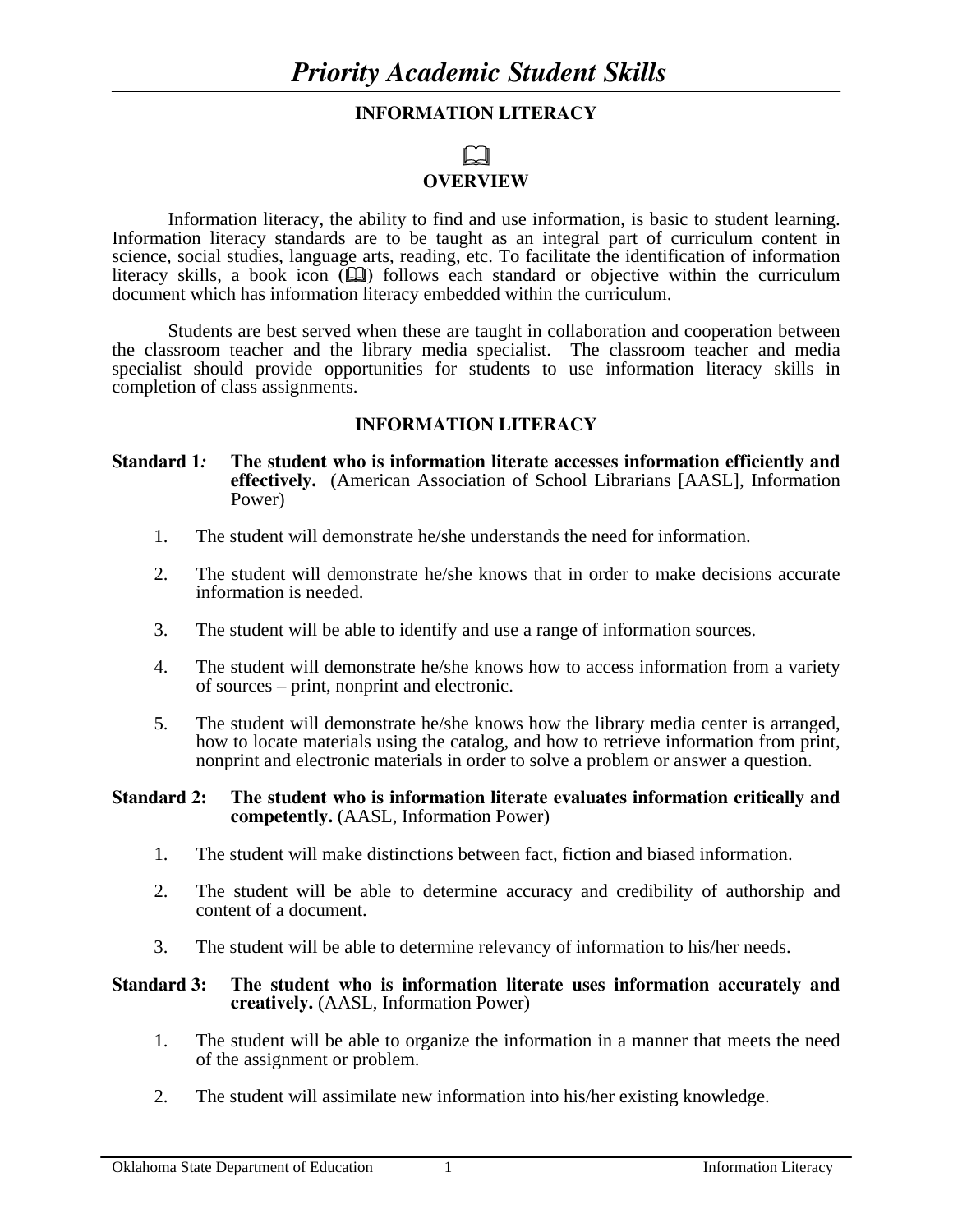# *Priority Academic Student Skills*

## INFORMATION LITERACY

📖

## OVERVIEW

Information literacy, the ability to find and use information, is basic to student learning. Information literacy standards are to be taught as an integral part of curriculum content in science, social studies, language arts, reading, etc. To facilitate the identification of information literacy skills, a book icon (📖) follows each standard or objective within the curriculum document which has information literacy embedded within the curriculum.

Students are best served when these are taught in collaboration and cooperation between the classroom teacher and the library media specialist. The classroom teacher and media specialist should provide opportunities for students to use information literacy skills in completion of class assignments.

## INFORMATION LITERACY

**Standard 1*:*** **The student who is information literate accesses information efficiently and effectively.** (American Association of School Librarians [AASL], Information Power)

1. The student will demonstrate he/she understands the need for information.
2. The student will demonstrate he/she knows that in order to make decisions accurate information is needed.
3. The student will be able to identify and use a range of information sources.
4. The student will demonstrate he/she knows how to access information from a variety of sources – print, nonprint and electronic.
5. The student will demonstrate he/she knows how the library media center is arranged, how to locate materials using the catalog, and how to retrieve information from print, nonprint and electronic materials in order to solve a problem or answer a question.

**Standard 2:** **The student who is information literate evaluates information critically and competently.** (AASL, Information Power)

1. The student will make distinctions between fact, fiction and biased information.
2. The student will be able to determine accuracy and credibility of authorship and content of a document.
3. The student will be able to determine relevancy of information to his/her needs.

**Standard 3:** **The student who is information literate uses information accurately and creatively.** (AASL, Information Power)

1. The student will be able to organize the information in a manner that meets the need of the assignment or problem.
2. The student will assimilate new information into his/her existing knowledge.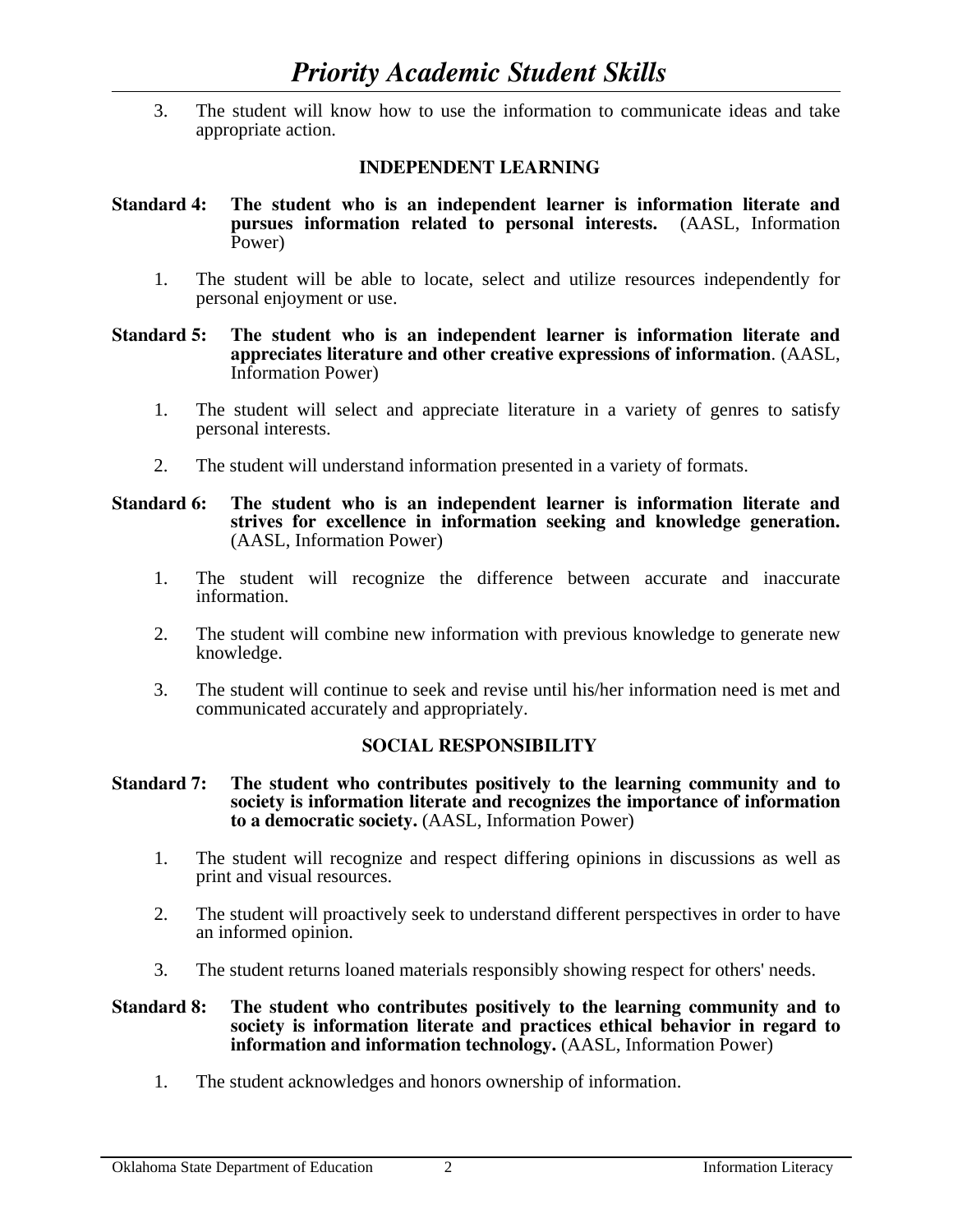3. The student will know how to use the information to communicate ideas and take appropriate action.

### INDEPENDENT LEARNING

**Standard 4: The student who is an independent learner is information literate and pursues information related to personal interests.** (AASL, Information Power)

1. The student will be able to locate, select and utilize resources independently for personal enjoyment or use.

**Standard 5: The student who is an independent learner is information literate and appreciates literature and other creative expressions of information**. (AASL, Information Power)

1. The student will select and appreciate literature in a variety of genres to satisfy personal interests.

2. The student will understand information presented in a variety of formats.

**Standard 6: The student who is an independent learner is information literate and strives for excellence in information seeking and knowledge generation.** (AASL, Information Power)

1. The student will recognize the difference between accurate and inaccurate information.

2. The student will combine new information with previous knowledge to generate new knowledge.

3. The student will continue to seek and revise until his/her information need is met and communicated accurately and appropriately.

### SOCIAL RESPONSIBILITY

**Standard 7: The student who contributes positively to the learning community and to society is information literate and recognizes the importance of information to a democratic society.** (AASL, Information Power)

1. The student will recognize and respect differing opinions in discussions as well as print and visual resources.

2. The student will proactively seek to understand different perspectives in order to have an informed opinion.

3. The student returns loaned materials responsibly showing respect for others' needs.

**Standard 8: The student who contributes positively to the learning community and to society is information literate and practices ethical behavior in regard to information and information technology.** (AASL, Information Power)

1. The student acknowledges and honors ownership of information.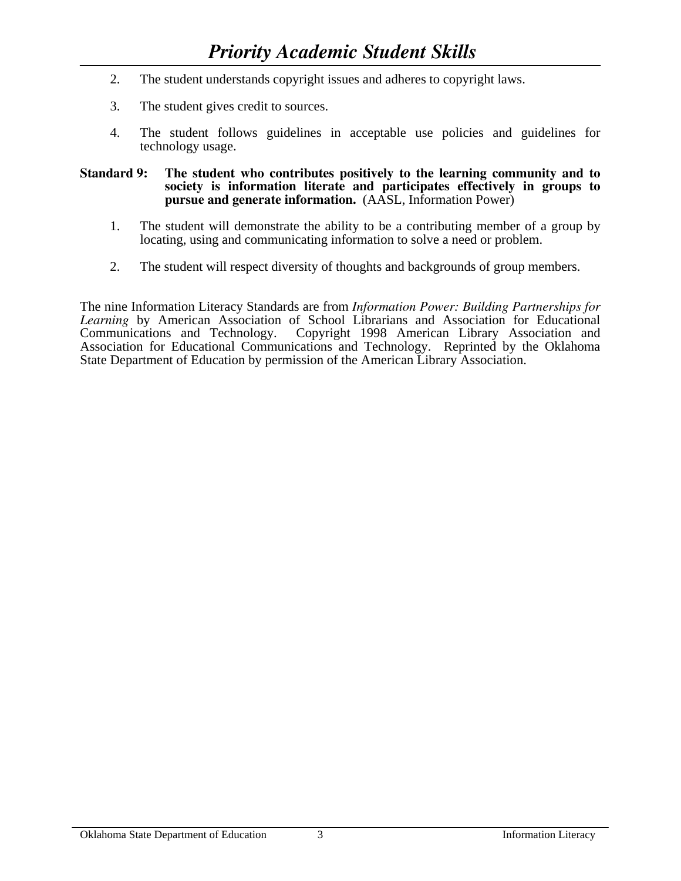2. The student understands copyright issues and adheres to copyright laws.

3. The student gives credit to sources.

4. The student follows guidelines in acceptable use policies and guidelines for technology usage.

**Standard 9: The student who contributes positively to the learning community and to society is information literate and participates effectively in groups to pursue and generate information.** (AASL, Information Power)

1. The student will demonstrate the ability to be a contributing member of a group by locating, using and communicating information to solve a need or problem.

2. The student will respect diversity of thoughts and backgrounds of group members.

The nine Information Literacy Standards are from *Information Power: Building Partnerships for Learning* by American Association of School Librarians and Association for Educational Communications and Technology. Copyright 1998 American Library Association and Association for Educational Communications and Technology. Reprinted by the Oklahoma State Department of Education by permission of the American Library Association.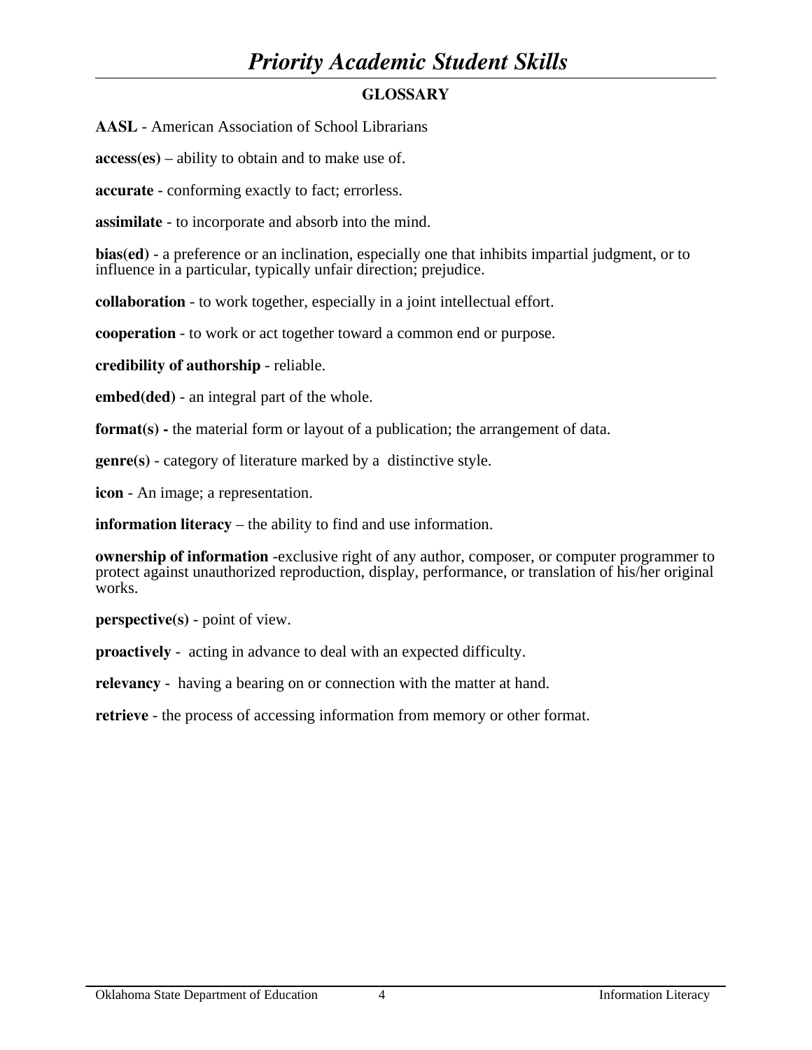# *Priority Academic Student Skills*

## GLOSSARY

**AASL** - American Association of School Librarians

**access(es)** – ability to obtain and to make use of.

**accurate** - conforming exactly to fact; errorless.

**assimilate** - to incorporate and absorb into the mind.

**bias(ed)** - a preference or an inclination, especially one that inhibits impartial judgment, or to influence in a particular, typically unfair direction; prejudice.

**collaboration** - to work together, especially in a joint intellectual effort.

**cooperation** - to work or act together toward a common end or purpose.

**credibility of authorship** - reliable.

**embed(ded)** - an integral part of the whole.

**format(s) -** the material form or layout of a publication; the arrangement of data.

**genre(s)** - category of literature marked by a distinctive style.

**icon** - An image; a representation.

**information literacy** – the ability to find and use information.

**ownership of information** -exclusive right of any author, composer, or computer programmer to protect against unauthorized reproduction, display, performance, or translation of his/her original works.

**perspective(s)** - point of view.

**proactively** - acting in advance to deal with an expected difficulty.

**relevancy** - having a bearing on or connection with the matter at hand.

**retrieve** - the process of accessing information from memory or other format.